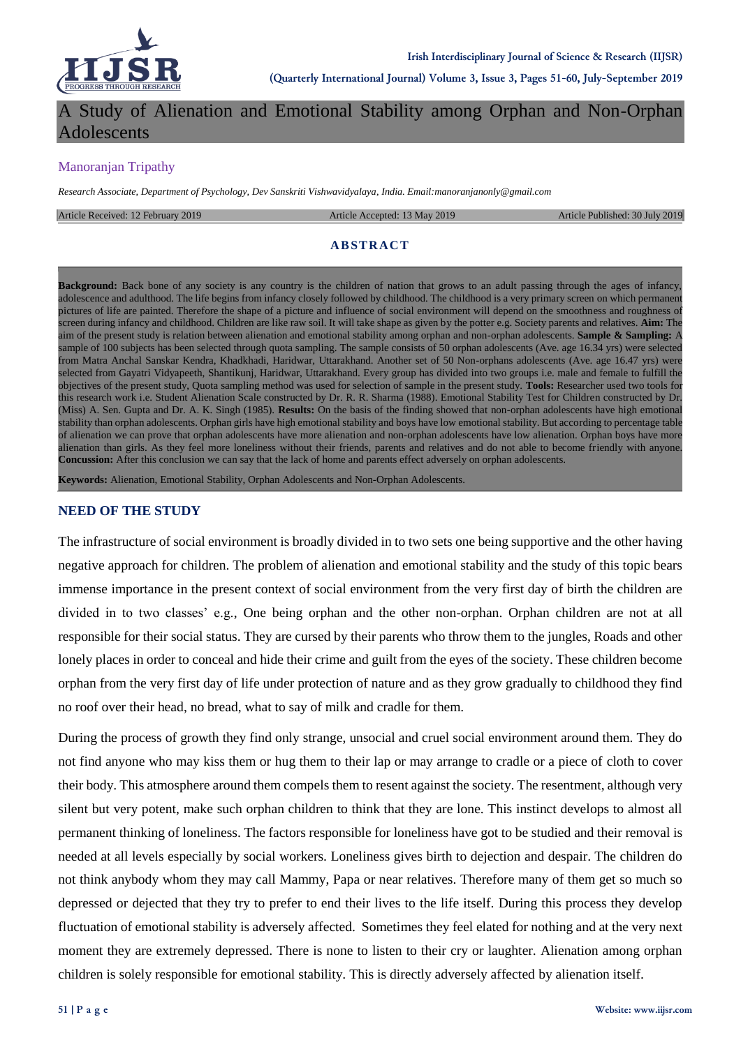# A Study of Alienation and Emotional Stability among Orphan and Non-Orphan Adolescents

Manoranjan Tripathy

*Research Associate, Department of Psychology, Dev Sanskriti Vishwavidyalaya, India. Email:manoranjanonly@gmail.com*

Article Received: 12 February 2019 | Article Accepted: 13 May 2019 | Article Published: 30 July 2019

## ABSTRACT

**Background:** Back bone of any society is any country is the children of nation that grows to an adult passing through the ages of infancy, adolescence and adulthood. The life begins from infancy closely followed by childhood. The childhood is a very primary screen on which permanent pictures of life are painted. Therefore the shape of a picture and influence of social environment will depend on the smoothness and roughness of screen during infancy and childhood. Children are like raw soil. It will take shape as given by the potter e.g. Society parents and relatives. **Aim:** The aim of the present study is relation between alienation and emotional stability among orphan and non-orphan adolescents. **Sample & Sampling:** A sample of 100 subjects has been selected through quota sampling. The sample consists of 50 orphan adolescents (Ave. age 16.34 yrs) were selected from Matra Anchal Sanskar Kendra, Khadkhadi, Haridwar, Uttarakhand. Another set of 50 Non-orphans adolescents (Ave. age 16.47 yrs) were selected from Gayatri Vidyapeeth, Shantikunj, Haridwar, Uttarakhand. Every group has divided into two groups i.e. male and female to fulfill the objectives of the present study, Quota sampling method was used for selection of sample in the present study. **Tools:** Researcher used two tools for this research work i.e. Student Alienation Scale constructed by Dr. R. R. Sharma (1988). Emotional Stability Test for Children constructed by Dr. (Miss) A. Sen. Gupta and Dr. A. K. Singh (1985). **Results:** On the basis of the finding showed that non-orphan adolescents have high emotional stability than orphan adolescents. Orphan girls have high emotional stability and boys have low emotional stability. But according to percentage table of alienation we can prove that orphan adolescents have more alienation and non-orphan adolescents have low alienation. Orphan boys have more alienation than girls. As they feel more loneliness without their friends, parents and relatives and do not able to become friendly with anyone. **Concussion:** After this conclusion we can say that the lack of home and parents effect adversely on orphan adolescents.

**Keywords:** Alienation, Emotional Stability, Orphan Adolescents and Non-Orphan Adolescents.

## NEED OF THE STUDY

The infrastructure of social environment is broadly divided in to two sets one being supportive and the other having negative approach for children. The problem of alienation and emotional stability and the study of this topic bears immense importance in the present context of social environment from the very first day of birth the children are divided in to two classes' e.g., One being orphan and the other non-orphan. Orphan children are not at all responsible for their social status. They are cursed by their parents who throw them to the jungles, Roads and other lonely places in order to conceal and hide their crime and guilt from the eyes of the society. These children become orphan from the very first day of life under protection of nature and as they grow gradually to childhood they find no roof over their head, no bread, what to say of milk and cradle for them.

During the process of growth they find only strange, unsocial and cruel social environment around them. They do not find anyone who may kiss them or hug them to their lap or may arrange to cradle or a piece of cloth to cover their body. This atmosphere around them compels them to resent against the society. The resentment, although very silent but very potent, make such orphan children to think that they are lone. This instinct develops to almost all permanent thinking of loneliness. The factors responsible for loneliness have got to be studied and their removal is needed at all levels especially by social workers. Loneliness gives birth to dejection and despair. The children do not think anybody whom they may call Mammy, Papa or near relatives. Therefore many of them get so much so depressed or dejected that they try to prefer to end their lives to the life itself. During this process they develop fluctuation of emotional stability is adversely affected. Sometimes they feel elated for nothing and at the very next moment they are extremely depressed. There is none to listen to their cry or laughter. Alienation among orphan children is solely responsible for emotional stability. This is directly adversely affected by alienation itself.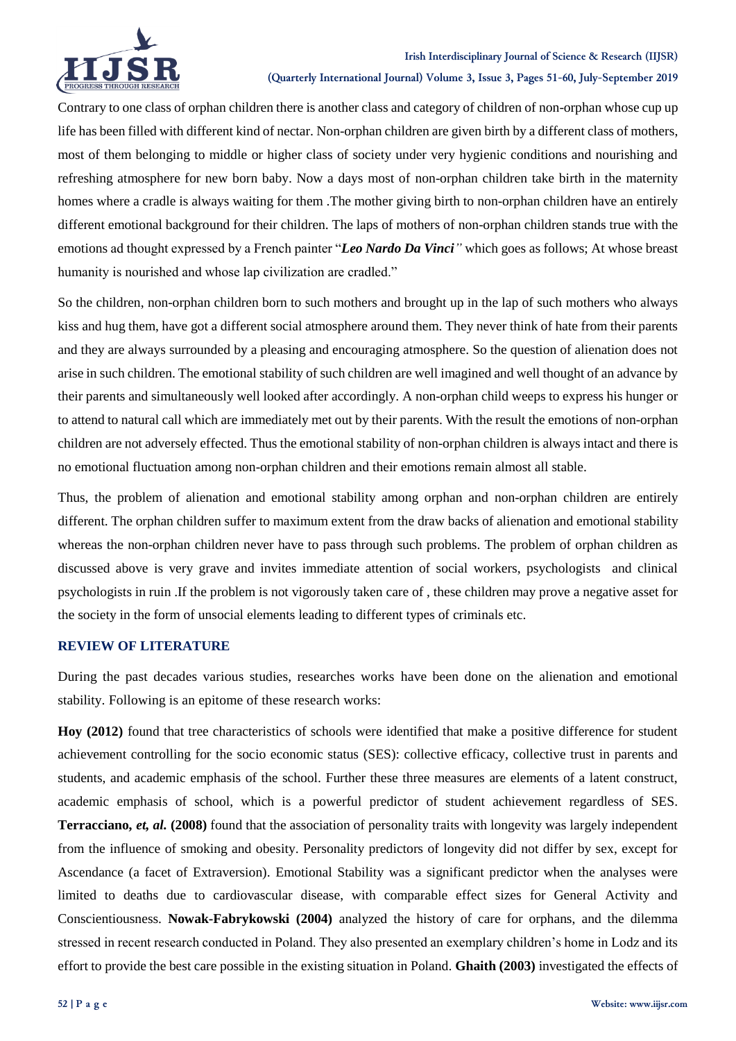Contrary to one class of orphan children there is another class and category of children of non-orphan whose cup up life has been filled with different kind of nectar. Non-orphan children are given birth by a different class of mothers, most of them belonging to middle or higher class of society under very hygienic conditions and nourishing and refreshing atmosphere for new born baby. Now a days most of non-orphan children take birth in the maternity homes where a cradle is always waiting for them .The mother giving birth to non-orphan children have an entirely different emotional background for their children. The laps of mothers of non-orphan children stands true with the emotions ad thought expressed by a French painter "***Leo Nardo Da Vinci***" which goes as follows; At whose breast humanity is nourished and whose lap civilization are cradled."

So the children, non-orphan children born to such mothers and brought up in the lap of such mothers who always kiss and hug them, have got a different social atmosphere around them. They never think of hate from their parents and they are always surrounded by a pleasing and encouraging atmosphere. So the question of alienation does not arise in such children. The emotional stability of such children are well imagined and well thought of an advance by their parents and simultaneously well looked after accordingly. A non-orphan child weeps to express his hunger or to attend to natural call which are immediately met out by their parents. With the result the emotions of non-orphan children are not adversely effected. Thus the emotional stability of non-orphan children is always intact and there is no emotional fluctuation among non-orphan children and their emotions remain almost all stable.

Thus, the problem of alienation and emotional stability among orphan and non-orphan children are entirely different. The orphan children suffer to maximum extent from the draw backs of alienation and emotional stability whereas the non-orphan children never have to pass through such problems. The problem of orphan children as discussed above is very grave and invites immediate attention of social workers, psychologists and clinical psychologists in ruin .If the problem is not vigorously taken care of , these children may prove a negative asset for the society in the form of unsocial elements leading to different types of criminals etc.

## REVIEW OF LITERATURE

During the past decades various studies, researches works have been done on the alienation and emotional stability. Following is an epitome of these research works:

**Hoy (2012)** found that tree characteristics of schools were identified that make a positive difference for student achievement controlling for the socio economic status (SES): collective efficacy, collective trust in parents and students, and academic emphasis of the school. Further these three measures are elements of a latent construct, academic emphasis of school, which is a powerful predictor of student achievement regardless of SES. **Terracciano, *et, al.* (2008)** found that the association of personality traits with longevity was largely independent from the influence of smoking and obesity. Personality predictors of longevity did not differ by sex, except for Ascendance (a facet of Extraversion). Emotional Stability was a significant predictor when the analyses were limited to deaths due to cardiovascular disease, with comparable effect sizes for General Activity and Conscientiousness. **Nowak-Fabrykowski (2004)** analyzed the history of care for orphans, and the dilemma stressed in recent research conducted in Poland. They also presented an exemplary children's home in Lodz and its effort to provide the best care possible in the existing situation in Poland. **Ghaith (2003)** investigated the effects of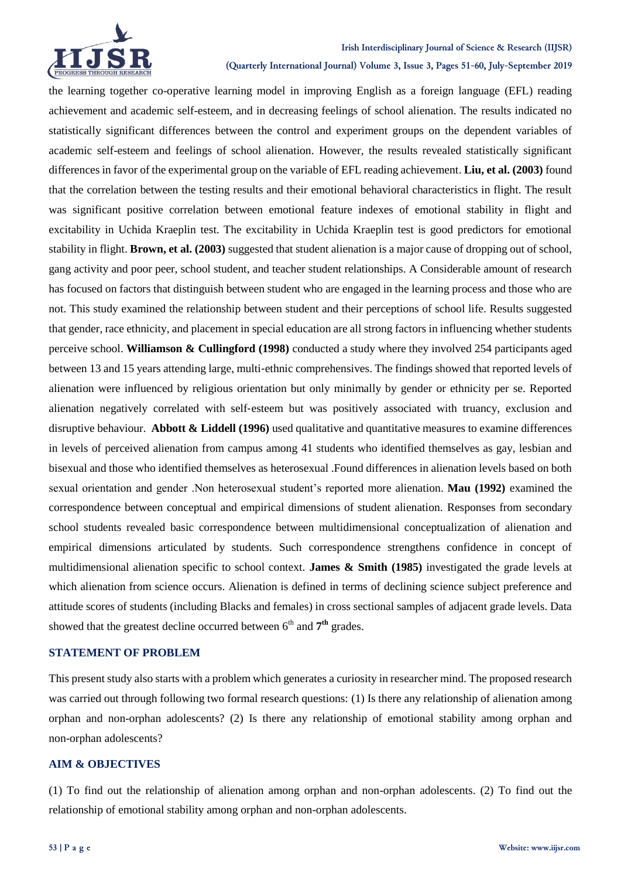the learning together co-operative learning model in improving English as a foreign language (EFL) reading achievement and academic self-esteem, and in decreasing feelings of school alienation. The results indicated no statistically significant differences between the control and experiment groups on the dependent variables of academic self-esteem and feelings of school alienation. However, the results revealed statistically significant differences in favor of the experimental group on the variable of EFL reading achievement. **Liu, et al. (2003)** found that the correlation between the testing results and their emotional behavioral characteristics in flight. The result was significant positive correlation between emotional feature indexes of emotional stability in flight and excitability in Uchida Kraeplin test. The excitability in Uchida Kraeplin test is good predictors for emotional stability in flight. **Brown, et al. (2003)** suggested that student alienation is a major cause of dropping out of school, gang activity and poor peer, school student, and teacher student relationships. A Considerable amount of research has focused on factors that distinguish between student who are engaged in the learning process and those who are not. This study examined the relationship between student and their perceptions of school life. Results suggested that gender, race ethnicity, and placement in special education are all strong factors in influencing whether students perceive school. **Williamson & Cullingford (1998)** conducted a study where they involved 254 participants aged between 13 and 15 years attending large, multi-ethnic comprehensives. The findings showed that reported levels of alienation were influenced by religious orientation but only minimally by gender or ethnicity per se. Reported alienation negatively correlated with self-esteem but was positively associated with truancy, exclusion and disruptive behaviour. **Abbott & Liddell (1996)** used qualitative and quantitative measures to examine differences in levels of perceived alienation from campus among 41 students who identified themselves as gay, lesbian and bisexual and those who identified themselves as heterosexual .Found differences in alienation levels based on both sexual orientation and gender .Non heterosexual student's reported more alienation. **Mau (1992)** examined the correspondence between conceptual and empirical dimensions of student alienation. Responses from secondary school students revealed basic correspondence between multidimensional conceptualization of alienation and empirical dimensions articulated by students. Such correspondence strengthens confidence in concept of multidimensional alienation specific to school context. **James & Smith (1985)** investigated the grade levels at which alienation from science occurs. Alienation is defined in terms of declining science subject preference and attitude scores of students (including Blacks and females) in cross sectional samples of adjacent grade levels. Data showed that the greatest decline occurred between 6th and **7th** grades.

## STATEMENT OF PROBLEM

This present study also starts with a problem which generates a curiosity in researcher mind. The proposed research was carried out through following two formal research questions: (1) Is there any relationship of alienation among orphan and non-orphan adolescents? (2) Is there any relationship of emotional stability among orphan and non-orphan adolescents?

## AIM & OBJECTIVES

(1) To find out the relationship of alienation among orphan and non-orphan adolescents. (2) To find out the relationship of emotional stability among orphan and non-orphan adolescents.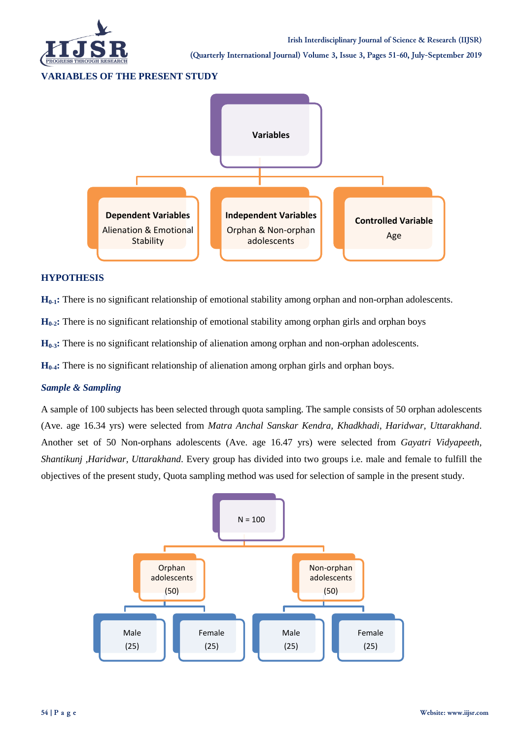### VARIABLES OF THE PRESENT STUDY

Variables

- **Dependent Variables**: Alienation & Emotional Stability
- **Independent Variables**: Orphan & Non-orphan adolescents
- **Controlled Variable**: Age

### HYPOTHESIS

**$H_{0\text{-}1}$:** There is no significant relationship of emotional stability among orphan and non-orphan adolescents.

**$H_{0\text{-}2}$:** There is no significant relationship of emotional stability among orphan girls and orphan boys

**$H_{0\text{-}3}$:** There is no significant relationship of alienation among orphan and non-orphan adolescents.

**$H_{0\text{-}4}$:** There is no significant relationship of alienation among orphan girls and orphan boys.

### *Sample & Sampling*

A sample of 100 subjects has been selected through quota sampling. The sample consists of 50 orphan adolescents (Ave. age 16.34 yrs) were selected from *Matra Anchal Sanskar Kendra, Khadkhadi, Haridwar, Uttarakhand*. Another set of 50 Non-orphans adolescents (Ave. age 16.47 yrs) were selected from *Gayatri Vidyapeeth, Shantikunj ,Haridwar, Uttarakhand*. Every group has divided into two groups i.e. male and female to fulfill the objectives of the present study, Quota sampling method was used for selection of sample in the present study.

N = 100

- Orphan adolescents (50)
  - Male (25)
  - Female (25)
- Non-orphan adolescents (50)
  - Male (25)
  - Female (25)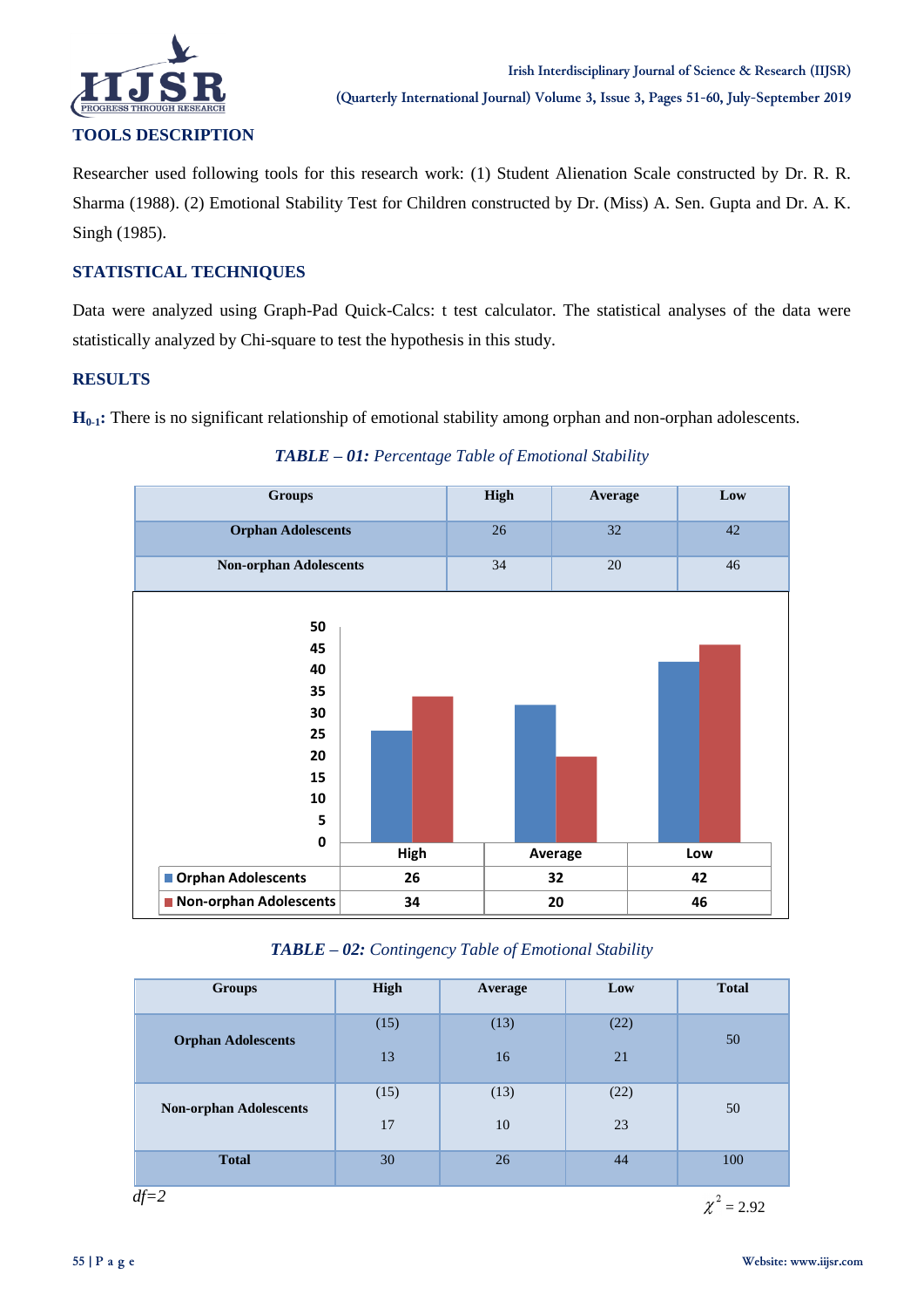## TOOLS DESCRIPTION

Researcher used following tools for this research work: (1) Student Alienation Scale constructed by Dr. R. R. Sharma (1988). (2) Emotional Stability Test for Children constructed by Dr. (Miss) A. Sen. Gupta and Dr. A. K. Singh (1985).

## STATISTICAL TECHNIQUES

Data were analyzed using Graph-Pad Quick-Calcs: t test calculator. The statistical analyses of the data were statistically analyzed by Chi-square to test the hypothesis in this study.

## RESULTS

**$H_{0\text{-}1}$:** There is no significant relationship of emotional stability among orphan and non-orphan adolescents.

***TABLE – 01:*** *Percentage Table of Emotional Stability*

| Groups | High | Average | Low |
|---|---|---|---|
| **Orphan Adolescents** | 26 | 32 | 42 |
| **Non-orphan Adolescents** | 34 | 20 | 46 |

|  | High | Average | Low |
|---|---|---|---|
| Orphan Adolescents | 26 | 32 | 42 |
| Non-orphan Adolescents | 34 | 20 | 46 |

***TABLE – 02:*** *Contingency Table of Emotional Stability*

| Groups | High | Average | Low | Total |
|---|---|---|---|---|
| **Orphan Adolescents** | (15) 13 | (13) 16 | (22) 21 | 50 |
| **Non-orphan Adolescents** | (15) 17 | (13) 10 | (22) 23 | 50 |
| **Total** | 30 | 26 | 44 | 100 |

*df=2*  $\chi^2 = 2.92$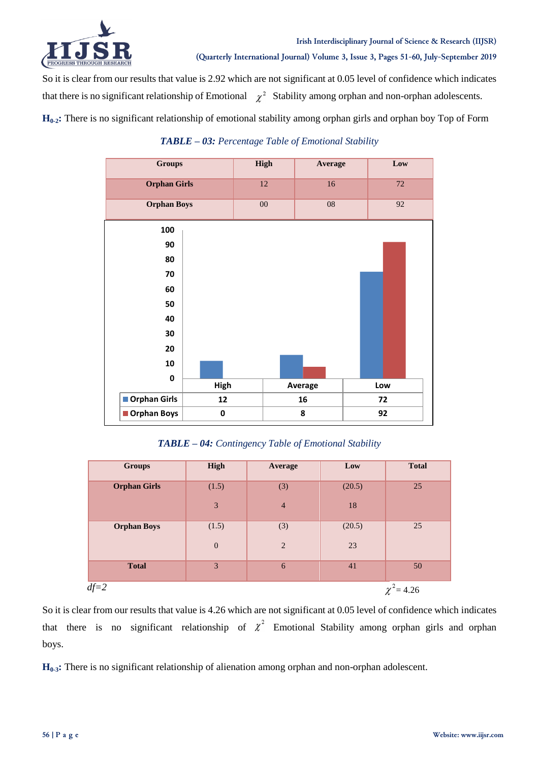So it is clear from our results that value is 2.92 which are not significant at 0.05 level of confidence which indicates that there is no significant relationship of Emotional $\chi^2$ Stability among orphan and non-orphan adolescents.

**$H_{0\text{-}2}$:** There is no significant relationship of emotional stability among orphan girls and orphan boy Top of Form

***TABLE – 03:*** *Percentage Table of Emotional Stability*

| Groups | High | Average | Low |
|---|---|---|---|
| **Orphan Girls** | 12 | 16 | 72 |
| **Orphan Boys** | 00 | 08 | 92 |

| | High | Average | Low |
|---|---|---|---|
| Orphan Girls | 12 | 16 | 72 |
| Orphan Boys | 0 | 8 | 92 |

***TABLE – 04:*** *Contingency Table of Emotional Stability*

| Groups | High | Average | Low | Total |
|---|---|---|---|---|
| **Orphan Girls** | (1.5) 3 | (3) 4 | (20.5) 18 | 25 |
| **Orphan Boys** | (1.5) 0 | (3) 2 | (20.5) 23 | 25 |
| **Total** | 3 | 6 | 41 | 50 |

*df=2* $\chi^2 = 4.26$

So it is clear from our results that value is 4.26 which are not significant at 0.05 level of confidence which indicates that there is no significant relationship of $\chi^2$ Emotional Stability among orphan girls and orphan boys.

**$H_{0\text{-}3}$:** There is no significant relationship of alienation among orphan and non-orphan adolescent.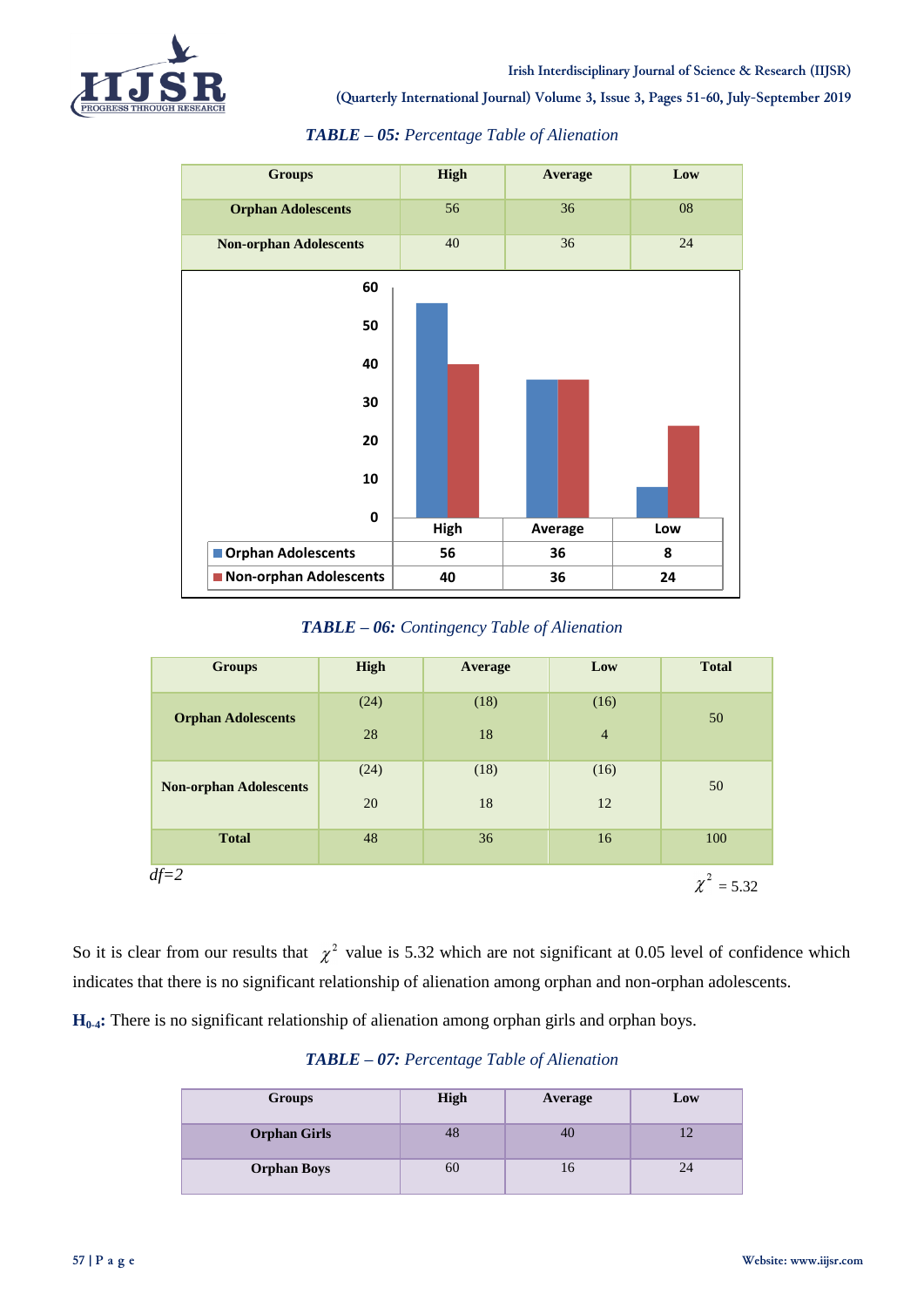***TABLE – 05:*** *Percentage Table of Alienation*

| Groups | High | Average | Low |
|---|---|---|---|
| **Orphan Adolescents** | 56 | 36 | 08 |
| **Non-orphan Adolescents** | 40 | 36 | 24 |

|  | High | Average | Low |
|---|---|---|---|
| Orphan Adolescents | 56 | 36 | 8 |
| Non-orphan Adolescents | 40 | 36 | 24 |

***TABLE – 06:*** *Contingency Table of Alienation*

| Groups | High | Average | Low | Total |
|---|---|---|---|---|
| **Orphan Adolescents** | (24) 28 | (18) 18 | (16) 4 | 50 |
| **Non-orphan Adolescents** | (24) 20 | (18) 18 | (16) 12 | 50 |
| **Total** | 48 | 36 | 16 | 100 |

*df=2* $\chi^2 = 5.32$

So it is clear from our results that $\chi^2$ value is 5.32 which are not significant at 0.05 level of confidence which indicates that there is no significant relationship of alienation among orphan and non-orphan adolescents.

**$H_{0\text{-}4}$:** There is no significant relationship of alienation among orphan girls and orphan boys.

***TABLE – 07:*** *Percentage Table of Alienation*

| Groups | High | Average | Low |
|---|---|---|---|
| **Orphan Girls** | 48 | 40 | 12 |
| **Orphan Boys** | 60 | 16 | 24 |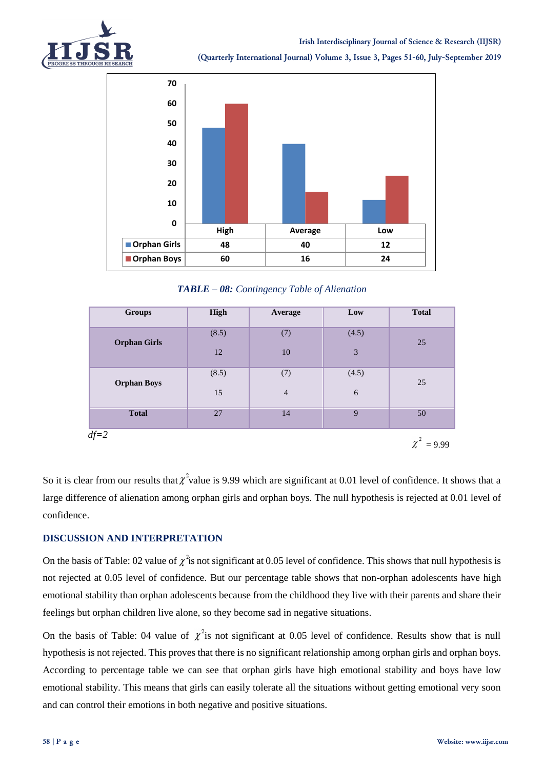|  | High | Average | Low |
|---|---|---|---|
| Orphan Girls | 48 | 40 | 12 |
| Orphan Boys | 60 | 16 | 24 |

***TABLE – 08:*** *Contingency Table of Alienation*

| Groups | High | Average | Low | Total |
|---|---|---|---|---|
| **Orphan Girls** | (8.5) 12 | (7) 10 | (4.5) 3 | 25 |
| **Orphan Boys** | (8.5) 15 | (7) 4 | (4.5) 6 | 25 |
| **Total** | 27 | 14 | 9 | 50 |

*df=2*

$\chi^2 = 9.99$

So it is clear from our results that $\chi^2$ value is 9.99 which are significant at 0.01 level of confidence. It shows that a large difference of alienation among orphan girls and orphan boys. The null hypothesis is rejected at 0.01 level of confidence.

## DISCUSSION AND INTERPRETATION

On the basis of Table: 02 value of $\chi^2$ is not significant at 0.05 level of confidence. This shows that null hypothesis is not rejected at 0.05 level of confidence. But our percentage table shows that non-orphan adolescents have high emotional stability than orphan adolescents because from the childhood they live with their parents and share their feelings but orphan children live alone, so they become sad in negative situations.

On the basis of Table: 04 value of $\chi^2$ is not significant at 0.05 level of confidence. Results show that is null hypothesis is not rejected. This proves that there is no significant relationship among orphan girls and orphan boys. According to percentage table we can see that orphan girls have high emotional stability and boys have low emotional stability. This means that girls can easily tolerate all the situations without getting emotional very soon and can control their emotions in both negative and positive situations.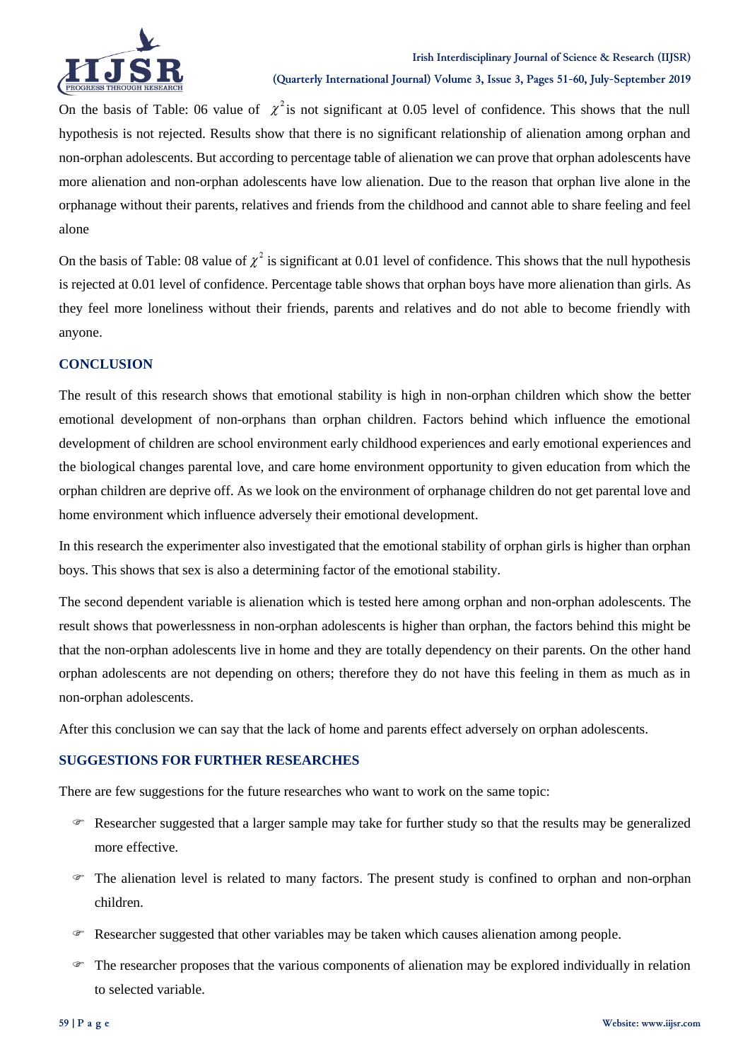On the basis of Table: 06 value of $\chi^2$ is not significant at 0.05 level of confidence. This shows that the null hypothesis is not rejected. Results show that there is no significant relationship of alienation among orphan and non-orphan adolescents. But according to percentage table of alienation we can prove that orphan adolescents have more alienation and non-orphan adolescents have low alienation. Due to the reason that orphan live alone in the orphanage without their parents, relatives and friends from the childhood and cannot able to share feeling and feel alone

On the basis of Table: 08 value of $\chi^2$ is significant at 0.01 level of confidence. This shows that the null hypothesis is rejected at 0.01 level of confidence. Percentage table shows that orphan boys have more alienation than girls. As they feel more loneliness without their friends, parents and relatives and do not able to become friendly with anyone.

## CONCLUSION

The result of this research shows that emotional stability is high in non-orphan children which show the better emotional development of non-orphans than orphan children. Factors behind which influence the emotional development of children are school environment early childhood experiences and early emotional experiences and the biological changes parental love, and care home environment opportunity to given education from which the orphan children are deprive off. As we look on the environment of orphanage children do not get parental love and home environment which influence adversely their emotional development.

In this research the experimenter also investigated that the emotional stability of orphan girls is higher than orphan boys. This shows that sex is also a determining factor of the emotional stability.

The second dependent variable is alienation which is tested here among orphan and non-orphan adolescents. The result shows that powerlessness in non-orphan adolescents is higher than orphan, the factors behind this might be that the non-orphan adolescents live in home and they are totally dependency on their parents. On the other hand orphan adolescents are not depending on others; therefore they do not have this feeling in them as much as in non-orphan adolescents.

After this conclusion we can say that the lack of home and parents effect adversely on orphan adolescents.

## SUGGESTIONS FOR FURTHER RESEARCHES

There are few suggestions for the future researches who want to work on the same topic:

- Researcher suggested that a larger sample may take for further study so that the results may be generalized more effective.
- The alienation level is related to many factors. The present study is confined to orphan and non-orphan children.
- Researcher suggested that other variables may be taken which causes alienation among people.
- The researcher proposes that the various components of alienation may be explored individually in relation to selected variable.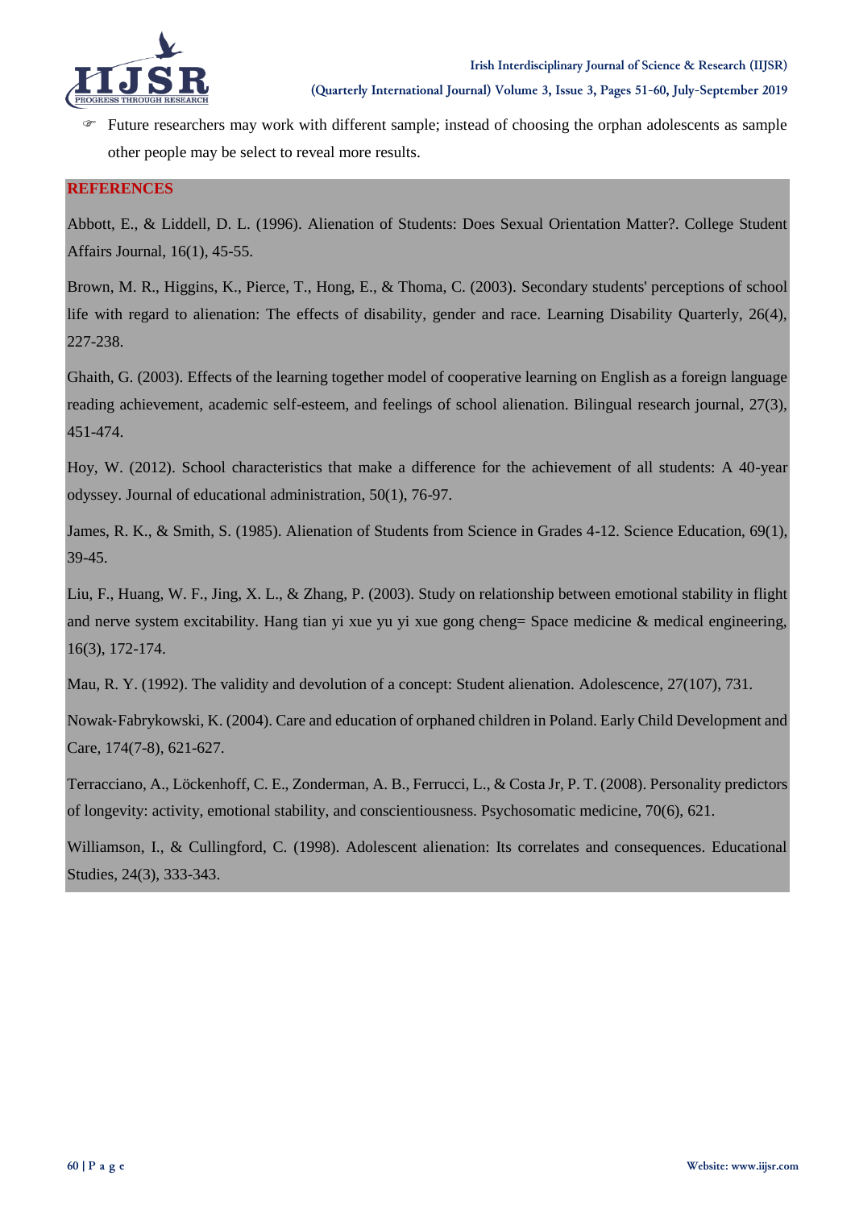- Future researchers may work with different sample; instead of choosing the orphan adolescents as sample other people may be select to reveal more results.

## REFERENCES

Abbott, E., & Liddell, D. L. (1996). Alienation of Students: Does Sexual Orientation Matter?. College Student Affairs Journal, 16(1), 45-55.

Brown, M. R., Higgins, K., Pierce, T., Hong, E., & Thoma, C. (2003). Secondary students' perceptions of school life with regard to alienation: The effects of disability, gender and race. Learning Disability Quarterly, 26(4), 227-238.

Ghaith, G. (2003). Effects of the learning together model of cooperative learning on English as a foreign language reading achievement, academic self-esteem, and feelings of school alienation. Bilingual research journal, 27(3), 451-474.

Hoy, W. (2012). School characteristics that make a difference for the achievement of all students: A 40-year odyssey. Journal of educational administration, 50(1), 76-97.

James, R. K., & Smith, S. (1985). Alienation of Students from Science in Grades 4-12. Science Education, 69(1), 39-45.

Liu, F., Huang, W. F., Jing, X. L., & Zhang, P. (2003). Study on relationship between emotional stability in flight and nerve system excitability. Hang tian yi xue yu yi xue gong cheng= Space medicine & medical engineering, 16(3), 172-174.

Mau, R. Y. (1992). The validity and devolution of a concept: Student alienation. Adolescence, 27(107), 731.

Nowak-Fabrykowski, K. (2004). Care and education of orphaned children in Poland. Early Child Development and Care, 174(7-8), 621-627.

Terracciano, A., Löckenhoff, C. E., Zonderman, A. B., Ferrucci, L., & Costa Jr, P. T. (2008). Personality predictors of longevity: activity, emotional stability, and conscientiousness. Psychosomatic medicine, 70(6), 621.

Williamson, I., & Cullingford, C. (1998). Adolescent alienation: Its correlates and consequences. Educational Studies, 24(3), 333-343.